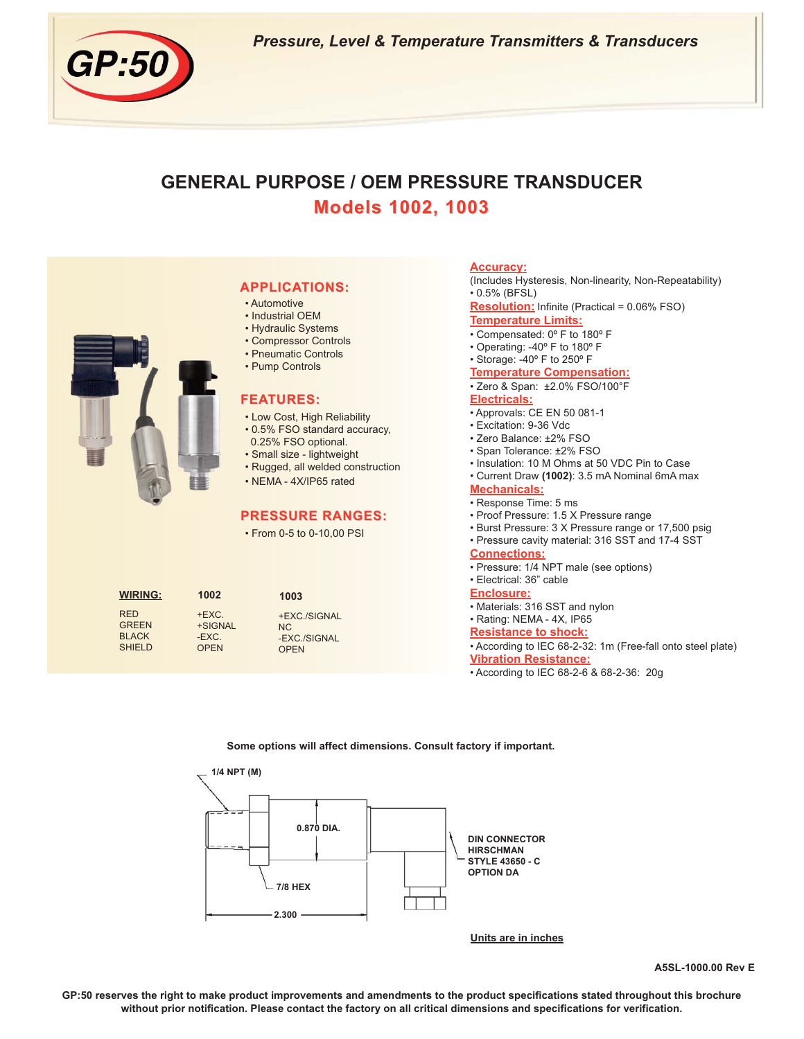GP:50

*Pressure, Level & Temperature Transmitters & Transducers*

# GENERAL PURPOSE / OEM PRESSURE TRANSDUCER

## Models 1002, 1003

### APPLICATIONS:

- Automotive
- Industrial OEM
- Hydraulic Systems
- Compressor Controls
- Pneumatic Controls
- Pump Controls

### FEATURES:

- Low Cost, High Reliability
- 0.5% FSO standard accuracy, 0.25% FSO optional.
- Small size - lightweight
- Rugged, all welded construction
- NEMA - 4X/IP65 rated

### PRESSURE RANGES:

- From 0-5 to 0-10,00 PSI

| WIRING: | 1002 | 1003 |
|---|---|---|
| RED | +EXC. | +EXC./SIGNAL |
| GREEN | +SIGNAL | NC |
| BLACK | -EXC. | -EXC./SIGNAL |
| SHIELD | OPEN | OPEN |

**Accuracy:**
(Includes Hysteresis, Non-linearity, Non-Repeatability)
- 0.5% (BFSL)

**Resolution:** Infinite (Practical = 0.06% FSO)

**Temperature Limits:**
- Compensated: 0º F to 180º F
- Operating: -40º F to 180º F
- Storage: -40º F to 250º F

**Temperature Compensation:**
- Zero & Span: ±2.0% FSO/100°F

**Electricals:**
- Approvals: CE EN 50 081-1
- Excitation: 9-36 Vdc
- Zero Balance: ±2% FSO
- Span Tolerance: ±2% FSO
- Insulation: 10 M Ohms at 50 VDC Pin to Case
- Current Draw **(1002)**: 3.5 mA Nominal 6mA max

**Mechanicals:**
- Response Time: 5 ms
- Proof Pressure: 1.5 X Pressure range
- Burst Pressure: 3 X Pressure range or 17,500 psig
- Pressure cavity material: 316 SST and 17-4 SST

**Connections:**
- Pressure: 1/4 NPT male (see options)
- Electrical: 36" cable

**Enclosure:**
- Materials: 316 SST and nylon
- Rating: NEMA - 4X, IP65

**Resistance to shock:**
- According to IEC 68-2-32: 1m (Free-fall onto steel plate)

**Vibration Resistance:**
- According to IEC 68-2-6 & 68-2-36: 20g

**Some options will affect dimensions. Consult factory if important.**

1/4 NPT (M)

0.870 DIA.

7/8 HEX

2.300

DIN CONNECTOR HIRSCHMAN STYLE 43650 - C OPTION DA

Units are in inches

A5SL-1000.00 Rev E

**GP:50 reserves the right to make product improvements and amendments to the product specifications stated throughout this brochure without prior notification. Please contact the factory on all critical dimensions and specifications for verification.**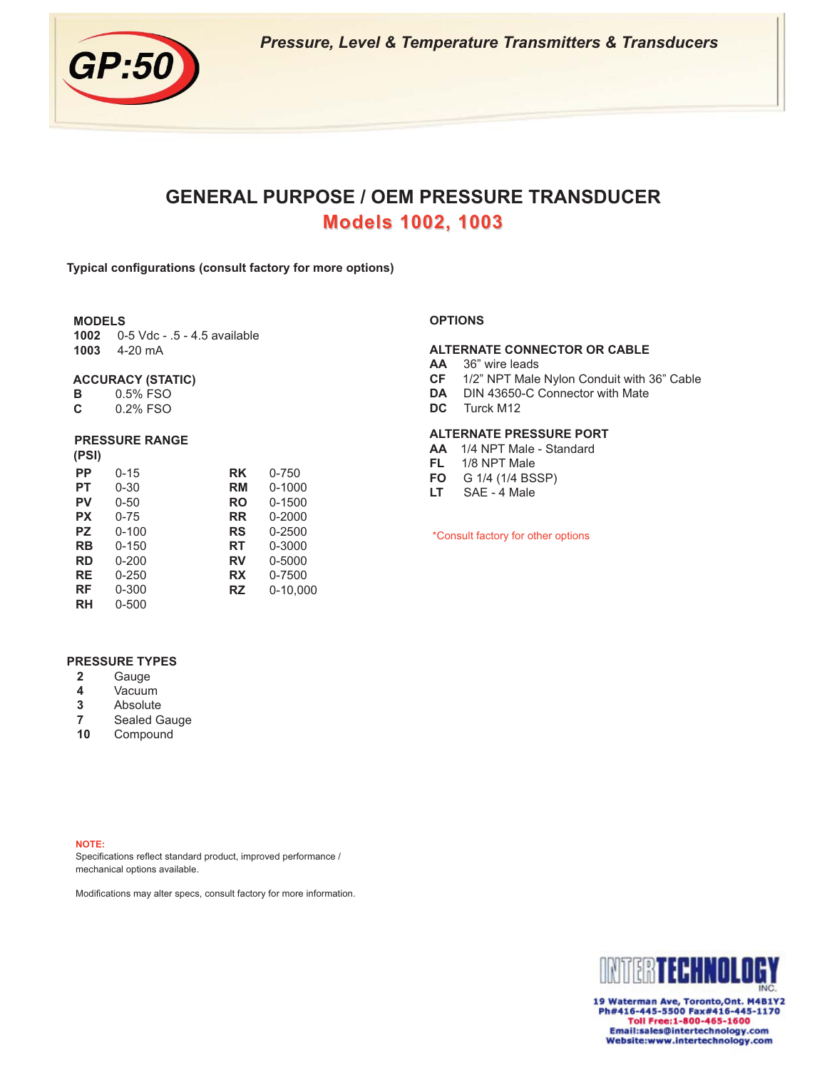GP:50

*Pressure, Level & Temperature Transmitters & Transducers*

# GENERAL PURPOSE / OEM PRESSURE TRANSDUCER

## Models 1002, 1003

**Typical configurations (consult factory for more options)**

### MODELS

**1002** 0-5 Vdc - .5 - 4.5 available
**1003** 4-20 mA

### ACCURACY (STATIC)

**B** 0.5% FSO
**C** 0.2% FSO

### PRESSURE RANGE (PSI)

| | | | |
|---|---|---|---|
| **PP** | 0-15 | **RK** | 0-750 |
| **PT** | 0-30 | **RM** | 0-1000 |
| **PV** | 0-50 | **RO** | 0-1500 |
| **PX** | 0-75 | **RR** | 0-2000 |
| **PZ** | 0-100 | **RS** | 0-2500 |
| **RB** | 0-150 | **RT** | 0-3000 |
| **RD** | 0-200 | **RV** | 0-5000 |
| **RE** | 0-250 | **RX** | 0-7500 |
| **RF** | 0-300 | **RZ** | 0-10,000 |
| **RH** | 0-500 | | |

### PRESSURE TYPES

**2** Gauge
**4** Vacuum
**3** Absolute
**7** Sealed Gauge
**10** Compound

### OPTIONS

#### ALTERNATE CONNECTOR OR CABLE

**AA** 36" wire leads
**CF** 1/2" NPT Male Nylon Conduit with 36" Cable
**DA** DIN 43650-C Connector with Mate
**DC** Turck M12

#### ALTERNATE PRESSURE PORT

**AA** 1/4 NPT Male - Standard
**FL** 1/8 NPT Male
**FO** G 1/4 (1/4 BSSP)
**LT** SAE - 4 Male

*Consult factory for other options

**NOTE:**
Specifications reflect standard product, improved performance / mechanical options available.

Modifications may alter specs, consult factory for more information.

INTERTECHNOLOGY INC.
19 Waterman Ave, Toronto,Ont. M4B1Y2
Ph#416-445-5500 Fax#416-445-1170
Toll Free:1-800-465-1600
Email:sales@intertechnology.com
Website:www.intertechnology.com